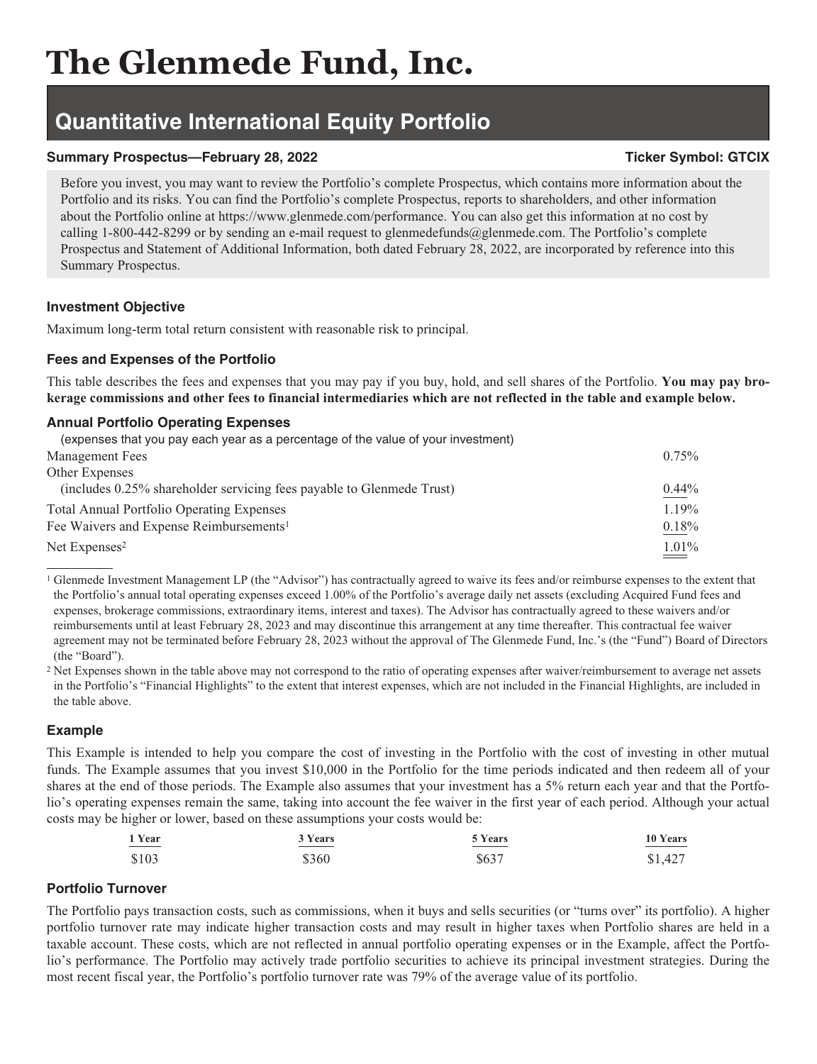# The Glenmede Fund, Inc.

## Quantitative International Equity Portfolio

**Summary Prospectus—February 28, 2022** **Ticker Symbol: GTCIX**

Before you invest, you may want to review the Portfolio's complete Prospectus, which contains more information about the Portfolio and its risks. You can find the Portfolio's complete Prospectus, reports to shareholders, and other information about the Portfolio online at https://www.glenmede.com/performance. You can also get this information at no cost by calling 1-800-442-8299 or by sending an e-mail request to glenmedefunds@glenmede.com. The Portfolio's complete Prospectus and Statement of Additional Information, both dated February 28, 2022, are incorporated by reference into this Summary Prospectus.

### Investment Objective

Maximum long-term total return consistent with reasonable risk to principal.

### Fees and Expenses of the Portfolio

This table describes the fees and expenses that you may pay if you buy, hold, and sell shares of the Portfolio. **You may pay brokerage commissions and other fees to financial intermediaries which are not reflected in the table and example below.**

### Annual Portfolio Operating Expenses

(expenses that you pay each year as a percentage of the value of your investment)

| | |
|---|---|
| Management Fees | 0.75% |
| Other Expenses (includes 0.25% shareholder servicing fees payable to Glenmede Trust) | 0.44% |
| Total Annual Portfolio Operating Expenses | 1.19% |
| Fee Waivers and Expense Reimbursements[1] | 0.18% |
| Net Expenses[2] | 1.01% |

[1] Glenmede Investment Management LP (the "Advisor") has contractually agreed to waive its fees and/or reimburse expenses to the extent that the Portfolio's annual total operating expenses exceed 1.00% of the Portfolio's average daily net assets (excluding Acquired Fund fees and expenses, brokerage commissions, extraordinary items, interest and taxes). The Advisor has contractually agreed to these waivers and/or reimbursements until at least February 28, 2023 and may discontinue this arrangement at any time thereafter. This contractual fee waiver agreement may not be terminated before February 28, 2023 without the approval of The Glenmede Fund, Inc.'s (the "Fund") Board of Directors (the "Board").

[2] Net Expenses shown in the table above may not correspond to the ratio of operating expenses after waiver/reimbursement to average net assets in the Portfolio's "Financial Highlights" to the extent that interest expenses, which are not included in the Financial Highlights, are included in the table above.

### Example

This Example is intended to help you compare the cost of investing in the Portfolio with the cost of investing in other mutual funds. The Example assumes that you invest $10,000 in the Portfolio for the time periods indicated and then redeem all of your shares at the end of those periods. The Example also assumes that your investment has a 5% return each year and that the Portfolio's operating expenses remain the same, taking into account the fee waiver in the first year of each period. Although your actual costs may be higher or lower, based on these assumptions your costs would be:

| 1 Year | 3 Years | 5 Years | 10 Years |
|---|---|---|---|
| $103 | $360 | $637 | $1,427 |

### Portfolio Turnover

The Portfolio pays transaction costs, such as commissions, when it buys and sells securities (or "turns over" its portfolio). A higher portfolio turnover rate may indicate higher transaction costs and may result in higher taxes when Portfolio shares are held in a taxable account. These costs, which are not reflected in annual portfolio operating expenses or in the Example, affect the Portfolio's performance. The Portfolio may actively trade portfolio securities to achieve its principal investment strategies. During the most recent fiscal year, the Portfolio's portfolio turnover rate was 79% of the average value of its portfolio.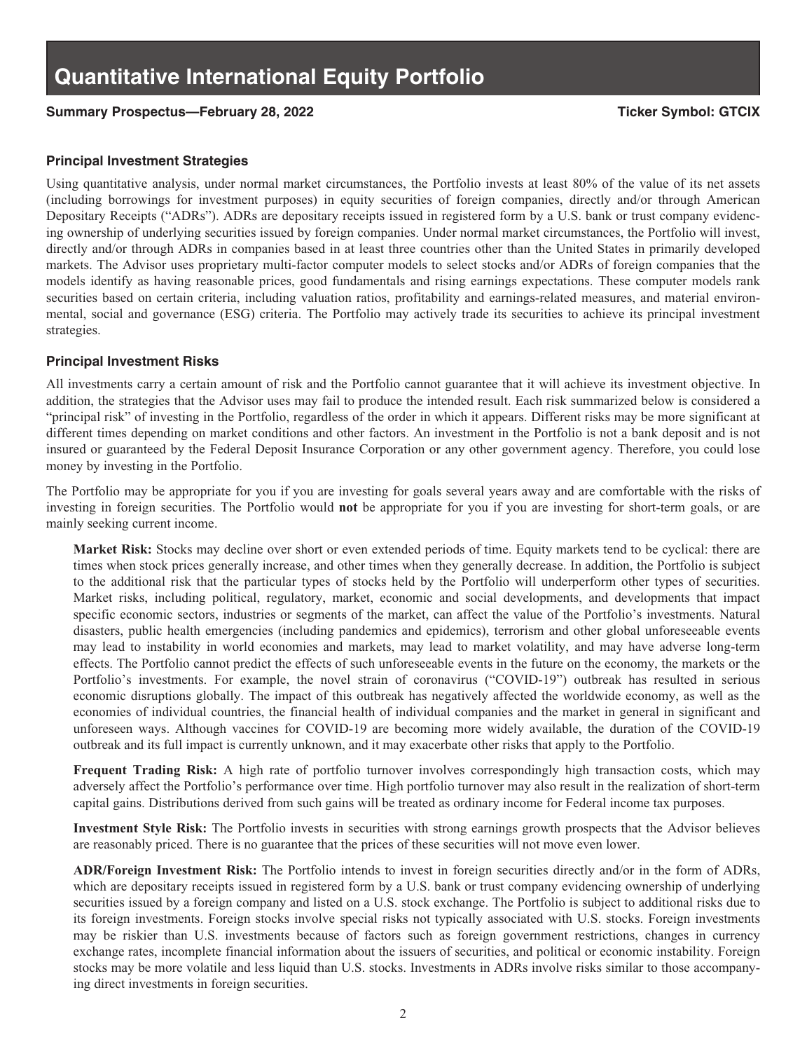# Quantitative International Equity Portfolio

**Summary Prospectus—February 28, 2022** **Ticker Symbol: GTCIX**

### Principal Investment Strategies

Using quantitative analysis, under normal market circumstances, the Portfolio invests at least 80% of the value of its net assets (including borrowings for investment purposes) in equity securities of foreign companies, directly and/or through American Depositary Receipts ("ADRs"). ADRs are depositary receipts issued in registered form by a U.S. bank or trust company evidencing ownership of underlying securities issued by foreign companies. Under normal market circumstances, the Portfolio will invest, directly and/or through ADRs in companies based in at least three countries other than the United States in primarily developed markets. The Advisor uses proprietary multi-factor computer models to select stocks and/or ADRs of foreign companies that the models identify as having reasonable prices, good fundamentals and rising earnings expectations. These computer models rank securities based on certain criteria, including valuation ratios, profitability and earnings-related measures, and material environmental, social and governance (ESG) criteria. The Portfolio may actively trade its securities to achieve its principal investment strategies.

### Principal Investment Risks

All investments carry a certain amount of risk and the Portfolio cannot guarantee that it will achieve its investment objective. In addition, the strategies that the Advisor uses may fail to produce the intended result. Each risk summarized below is considered a "principal risk" of investing in the Portfolio, regardless of the order in which it appears. Different risks may be more significant at different times depending on market conditions and other factors. An investment in the Portfolio is not a bank deposit and is not insured or guaranteed by the Federal Deposit Insurance Corporation or any other government agency. Therefore, you could lose money by investing in the Portfolio.

The Portfolio may be appropriate for you if you are investing for goals several years away and are comfortable with the risks of investing in foreign securities. The Portfolio would **not** be appropriate for you if you are investing for short-term goals, or are mainly seeking current income.

**Market Risk:** Stocks may decline over short or even extended periods of time. Equity markets tend to be cyclical: there are times when stock prices generally increase, and other times when they generally decrease. In addition, the Portfolio is subject to the additional risk that the particular types of stocks held by the Portfolio will underperform other types of securities. Market risks, including political, regulatory, market, economic and social developments, and developments that impact specific economic sectors, industries or segments of the market, can affect the value of the Portfolio's investments. Natural disasters, public health emergencies (including pandemics and epidemics), terrorism and other global unforeseeable events may lead to instability in world economies and markets, may lead to market volatility, and may have adverse long-term effects. The Portfolio cannot predict the effects of such unforeseeable events in the future on the economy, the markets or the Portfolio's investments. For example, the novel strain of coronavirus ("COVID-19") outbreak has resulted in serious economic disruptions globally. The impact of this outbreak has negatively affected the worldwide economy, as well as the economies of individual countries, the financial health of individual companies and the market in general in significant and unforeseen ways. Although vaccines for COVID-19 are becoming more widely available, the duration of the COVID-19 outbreak and its full impact is currently unknown, and it may exacerbate other risks that apply to the Portfolio.

**Frequent Trading Risk:** A high rate of portfolio turnover involves correspondingly high transaction costs, which may adversely affect the Portfolio's performance over time. High portfolio turnover may also result in the realization of short-term capital gains. Distributions derived from such gains will be treated as ordinary income for Federal income tax purposes.

**Investment Style Risk:** The Portfolio invests in securities with strong earnings growth prospects that the Advisor believes are reasonably priced. There is no guarantee that the prices of these securities will not move even lower.

**ADR/Foreign Investment Risk:** The Portfolio intends to invest in foreign securities directly and/or in the form of ADRs, which are depositary receipts issued in registered form by a U.S. bank or trust company evidencing ownership of underlying securities issued by a foreign company and listed on a U.S. stock exchange. The Portfolio is subject to additional risks due to its foreign investments. Foreign stocks involve special risks not typically associated with U.S. stocks. Foreign investments may be riskier than U.S. investments because of factors such as foreign government restrictions, changes in currency exchange rates, incomplete financial information about the issuers of securities, and political or economic instability. Foreign stocks may be more volatile and less liquid than U.S. stocks. Investments in ADRs involve risks similar to those accompanying direct investments in foreign securities.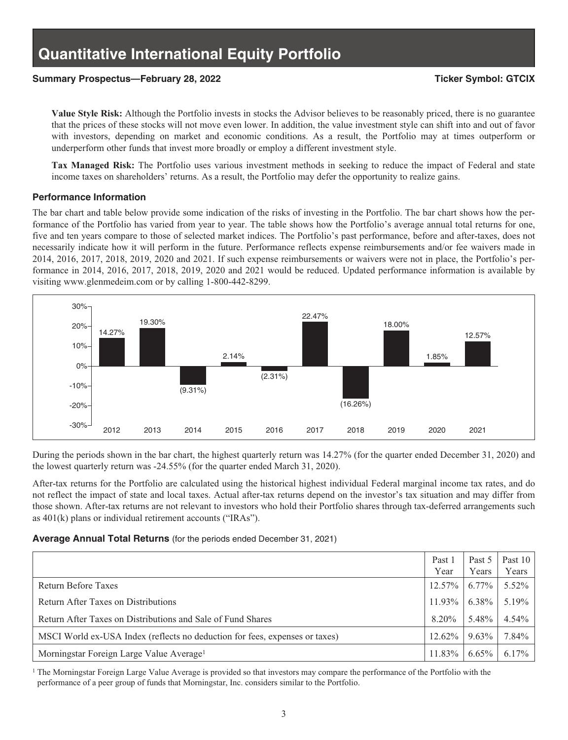**Value Style Risk:** Although the Portfolio invests in stocks the Advisor believes to be reasonably priced, there is no guarantee that the prices of these stocks will not move even lower. In addition, the value investment style can shift into and out of favor with investors, depending on market and economic conditions. As a result, the Portfolio may at times outperform or underperform other funds that invest more broadly or employ a different investment style.

**Tax Managed Risk:** The Portfolio uses various investment methods in seeking to reduce the impact of Federal and state income taxes on shareholders' returns. As a result, the Portfolio may defer the opportunity to realize gains.

### Performance Information

The bar chart and table below provide some indication of the risks of investing in the Portfolio. The bar chart shows how the performance of the Portfolio has varied from year to year. The table shows how the Portfolio's average annual total returns for one, five and ten years compare to those of selected market indices. The Portfolio's past performance, before and after-taxes, does not necessarily indicate how it will perform in the future. Performance reflects expense reimbursements and/or fee waivers made in 2014, 2016, 2017, 2018, 2019, 2020 and 2021. If such expense reimbursements or waivers were not in place, the Portfolio's performance in 2014, 2016, 2017, 2018, 2019, 2020 and 2021 would be reduced. Updated performance information is available by visiting www.glenmedeim.com or by calling 1-800-442-8299.

| Year | Return |
|---|---|
| 2012 | 14.27% |
| 2013 | 19.30% |
| 2014 | (9.31%) |
| 2015 | 2.14% |
| 2016 | (2.31%) |
| 2017 | 22.47% |
| 2018 | (16.26%) |
| 2019 | 18.00% |
| 2020 | 1.85% |
| 2021 | 12.57% |

During the periods shown in the bar chart, the highest quarterly return was 14.27% (for the quarter ended December 31, 2020) and the lowest quarterly return was -24.55% (for the quarter ended March 31, 2020).

After-tax returns for the Portfolio are calculated using the historical highest individual Federal marginal income tax rates, and do not reflect the impact of state and local taxes. Actual after-tax returns depend on the investor's tax situation and may differ from those shown. After-tax returns are not relevant to investors who hold their Portfolio shares through tax-deferred arrangements such as 401(k) plans or individual retirement accounts ("IRAs").

**Average Annual Total Returns** (for the periods ended December 31, 2021)

| | Past 1 Year | Past 5 Years | Past 10 Years |
|---|---|---|---|
| Return Before Taxes | 12.57% | 6.77% | 5.52% |
| Return After Taxes on Distributions | 11.93% | 6.38% | 5.19% |
| Return After Taxes on Distributions and Sale of Fund Shares | 8.20% | 5.48% | 4.54% |
| MSCI World ex-USA Index (reflects no deduction for fees, expenses or taxes) | 12.62% | 9.63% | 7.84% |
| Morningstar Foreign Large Value Average[1] | 11.83% | 6.65% | 6.17% |

[1] The Morningstar Foreign Large Value Average is provided so that investors may compare the performance of the Portfolio with the performance of a peer group of funds that Morningstar, Inc. considers similar to the Portfolio.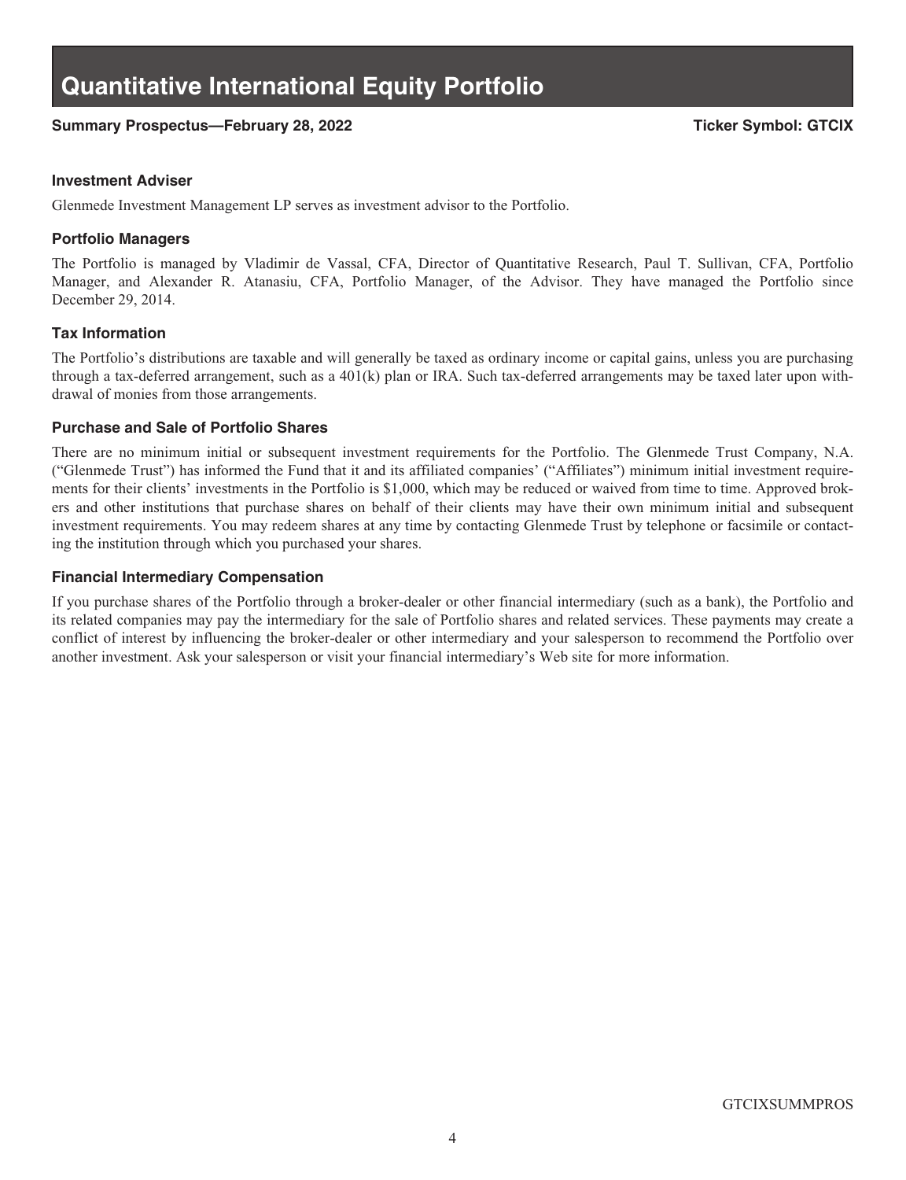# Quantitative International Equity Portfolio

**Summary Prospectus—February 28, 2022** **Ticker Symbol: GTCIX**

### Investment Adviser

Glenmede Investment Management LP serves as investment advisor to the Portfolio.

### Portfolio Managers

The Portfolio is managed by Vladimir de Vassal, CFA, Director of Quantitative Research, Paul T. Sullivan, CFA, Portfolio Manager, and Alexander R. Atanasiu, CFA, Portfolio Manager, of the Advisor. They have managed the Portfolio since December 29, 2014.

### Tax Information

The Portfolio's distributions are taxable and will generally be taxed as ordinary income or capital gains, unless you are purchasing through a tax-deferred arrangement, such as a 401(k) plan or IRA. Such tax-deferred arrangements may be taxed later upon withdrawal of monies from those arrangements.

### Purchase and Sale of Portfolio Shares

There are no minimum initial or subsequent investment requirements for the Portfolio. The Glenmede Trust Company, N.A. ("Glenmede Trust") has informed the Fund that it and its affiliated companies' ("Affiliates") minimum initial investment requirements for their clients' investments in the Portfolio is $1,000, which may be reduced or waived from time to time. Approved brokers and other institutions that purchase shares on behalf of their clients may have their own minimum initial and subsequent investment requirements. You may redeem shares at any time by contacting Glenmede Trust by telephone or facsimile or contacting the institution through which you purchased your shares.

### Financial Intermediary Compensation

If you purchase shares of the Portfolio through a broker-dealer or other financial intermediary (such as a bank), the Portfolio and its related companies may pay the intermediary for the sale of Portfolio shares and related services. These payments may create a conflict of interest by influencing the broker-dealer or other intermediary and your salesperson to recommend the Portfolio over another investment. Ask your salesperson or visit your financial intermediary's Web site for more information.

GTCIXSUMMPROS